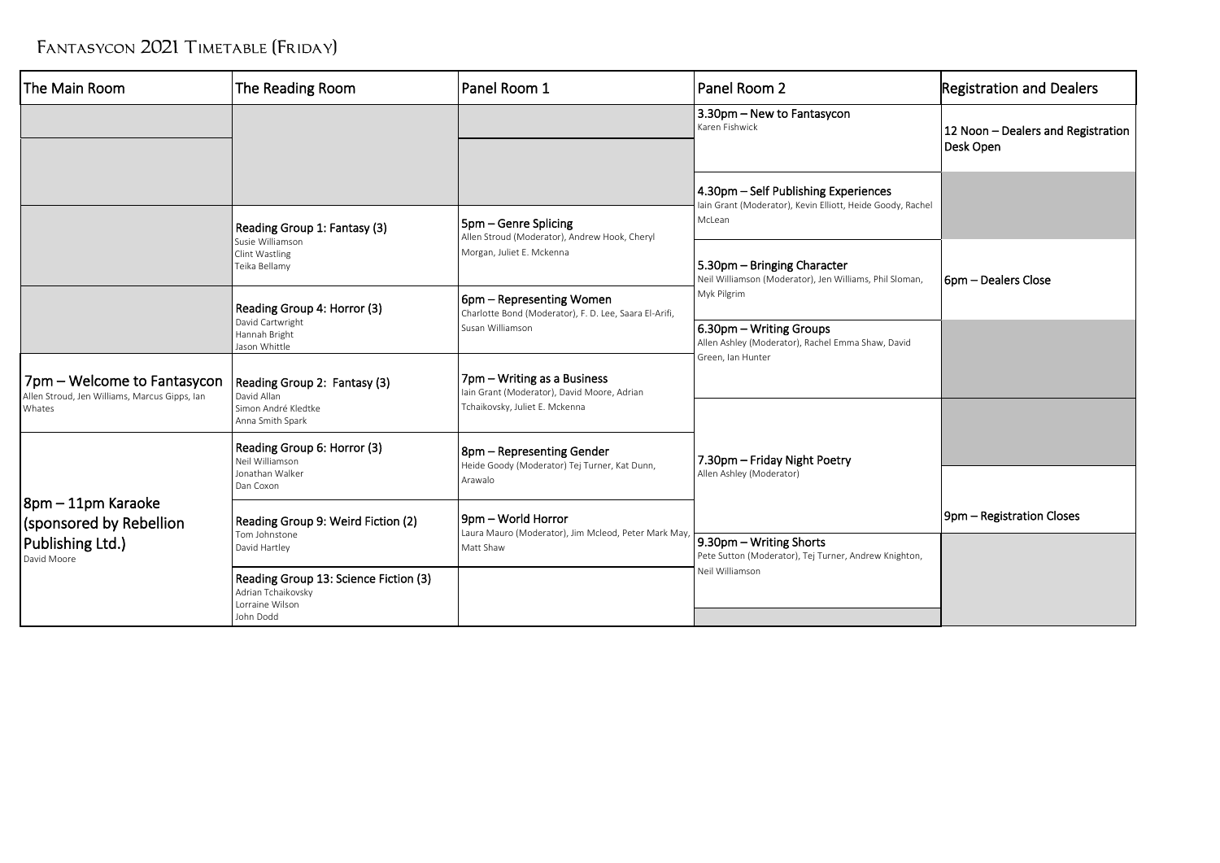# Fantasycon 2021 Timetable (Friday)

| The Main Room | The Reading Room | Panel Room 1 | Panel Room 2 | Registration and Dealers |
| --- | --- | --- | --- | --- |
| | | | 3.30pm – New to Fantasycon<br>Karen Fishwick | 12 Noon – Dealers and Registration Desk Open |
| | | | 4.30pm – Self Publishing Experiences<br>Iain Grant (Moderator), Kevin Elliott, Heide Goody, Rachel McLean | |
| | Reading Group 1: Fantasy (3)<br>Susie Williamson<br>Clint Wastling<br>Teika Bellamy | 5pm – Genre Splicing<br>Allen Stroud (Moderator), Andrew Hook, Cheryl Morgan, Juliet E. Mckenna | 5.30pm – Bringing Character<br>Neil Williamson (Moderator), Jen Williams, Phil Sloman, Myk Pilgrim | 6pm – Dealers Close |
| | Reading Group 4: Horror (3)<br>David Cartwright<br>Hannah Bright<br>Jason Whittle | 6pm – Representing Women<br>Charlotte Bond (Moderator), F. D. Lee, Saara El-Arifi, Susan Williamson | 6.30pm – Writing Groups<br>Allen Ashley (Moderator), Rachel Emma Shaw, David Green, Ian Hunter | |
| 7pm – Welcome to Fantasycon<br>Allen Stroud, Jen Williams, Marcus Gipps, Ian Whates | Reading Group 2: Fantasy (3)<br>David Allan<br>Simon André Kledtke<br>Anna Smith Spark | 7pm – Writing as a Business<br>Iain Grant (Moderator), David Moore, Adrian Tchaikovsky, Juliet E. Mckenna | 7.30pm – Friday Night Poetry<br>Allen Ashley (Moderator) | |
| 8pm – 11pm Karaoke (sponsored by Rebellion Publishing Ltd.)<br>David Moore | Reading Group 6: Horror (3)<br>Neil Williamson<br>Jonathan Walker<br>Dan Coxon | 8pm – Representing Gender<br>Heide Goody (Moderator) Tej Turner, Kat Dunn, Arawalo | | 9pm – Registration Closes |
| | Reading Group 9: Weird Fiction (2)<br>Tom Johnstone<br>David Hartley | 9pm – World Horror<br>Laura Mauro (Moderator), Jim Mcleod, Peter Mark May, Matt Shaw | 9.30pm – Writing Shorts<br>Pete Sutton (Moderator), Tej Turner, Andrew Knighton, Neil Williamson | |
| | Reading Group 13: Science Fiction (3)<br>Adrian Tchaikovsky<br>Lorraine Wilson<br>John Dodd | | | |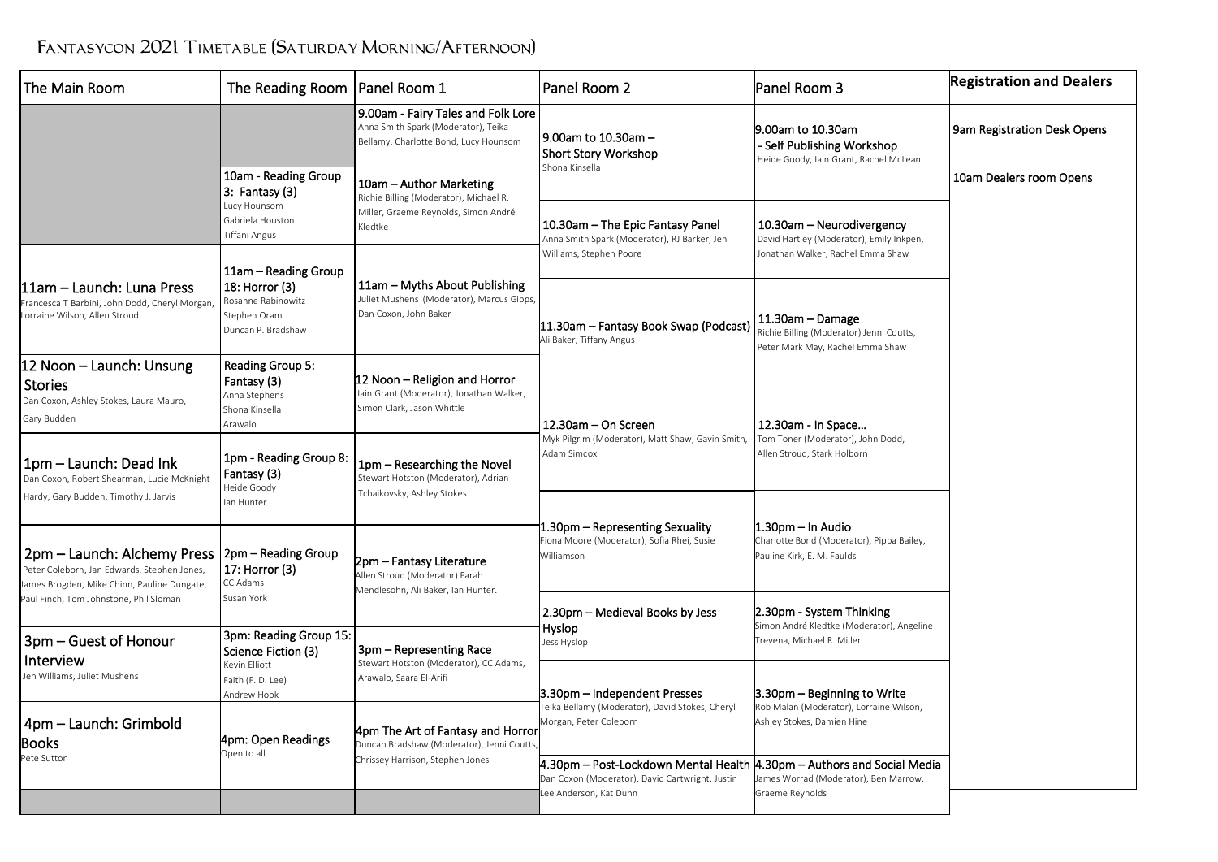# Fantasycon 2021 Timetable (Saturday Morning/Afternoon)

| The Main Room | The Reading Room | Panel Room 1 | Panel Room 2 | Panel Room 3 | Registration and Dealers |
|---|---|---|---|---|---|
| | | 9.00am - Fairy Tales and Folk Lore<br>Anna Smith Spark (Moderator), Teika Bellamy, Charlotte Bond, Lucy Hounsom | 9.00am to 10.30am – Short Story Workshop<br>Shona Kinsella | 9.00am to 10.30am - Self Publishing Workshop<br>Heide Goody, Iain Grant, Rachel McLean | 9am Registration Desk Opens |
| | 10am - Reading Group 3: Fantasy (3)<br>Lucy Hounsom<br>Gabriela Houston<br>Tiffani Angus | 10am – Author Marketing<br>Richie Billing (Moderator), Michael R. Miller, Graeme Reynolds, Simon André Kledtke | 10.30am – The Epic Fantasy Panel<br>Anna Smith Spark (Moderator), RJ Barker, Jen Williams, Stephen Poore | 10.30am – Neurodivergency<br>David Hartley (Moderator), Emily Inkpen, Jonathan Walker, Rachel Emma Shaw | 10am Dealers room Opens |
| 11am – Launch: Luna Press<br>Francesca T Barbini, John Dodd, Cheryl Morgan, Lorraine Wilson, Allen Stroud | 11am – Reading Group 18: Horror (3)<br>Rosanne Rabinowitz<br>Stephen Oram<br>Duncan P. Bradshaw | 11am – Myths About Publishing<br>Juliet Mushens (Moderator), Marcus Gipps, Dan Coxon, John Baker | 11.30am – Fantasy Book Swap (Podcast)<br>Ali Baker, Tiffany Angus | 11.30am – Damage<br>Richie Billing (Moderator) Jenni Coutts, Peter Mark May, Rachel Emma Shaw | |
| 12 Noon – Launch: Unsung Stories<br>Dan Coxon, Ashley Stokes, Laura Mauro, Gary Budden | Reading Group 5: Fantasy (3)<br>Anna Stephens<br>Shona Kinsella<br>Arawalo | 12 Noon – Religion and Horror<br>Iain Grant (Moderator), Jonathan Walker, Simon Clark, Jason Whittle | 12.30am – On Screen<br>Myk Pilgrim (Moderator), Matt Shaw, Gavin Smith, Adam Simcox | 12.30am - In Space…<br>Tom Toner (Moderator), John Dodd, Allen Stroud, Stark Holborn | |
| 1pm – Launch: Dead Ink<br>Dan Coxon, Robert Shearman, Lucie McKnight Hardy, Gary Budden, Timothy J. Jarvis | 1pm - Reading Group 8: Fantasy (3)<br>Heide Goody<br>Ian Hunter | 1pm – Researching the Novel<br>Stewart Hotston (Moderator), Adrian Tchaikovsky, Ashley Stokes | 1.30pm – Representing Sexuality<br>Fiona Moore (Moderator), Sofia Rhei, Susie Williamson | 1.30pm – In Audio<br>Charlotte Bond (Moderator), Pippa Bailey, Pauline Kirk, E. M. Faulds | |
| 2pm – Launch: Alchemy Press<br>Peter Coleborn, Jan Edwards, Stephen Jones, James Brogden, Mike Chinn, Pauline Dungate, Paul Finch, Tom Johnstone, Phil Sloman | 2pm – Reading Group 17: Horror (3)<br>CC Adams<br>Susan York | 2pm – Fantasy Literature<br>Allen Stroud (Moderator) Farah Mendlesohn, Ali Baker, Ian Hunter. | 2.30pm – Medieval Books by Jess Hyslop<br>Jess Hyslop | 2.30pm - System Thinking<br>Simon André Kledtke (Moderator), Angeline Trevena, Michael R. Miller | |
| 3pm – Guest of Honour Interview<br>Jen Williams, Juliet Mushens | 3pm: Reading Group 15: Science Fiction (3)<br>Kevin Elliott<br>Faith (F. D. Lee)<br>Andrew Hook | 3pm – Representing Race<br>Stewart Hotston (Moderator), CC Adams, Arawalo, Saara El-Arifi | 3.30pm – Independent Presses<br>Teika Bellamy (Moderator), David Stokes, Cheryl Morgan, Peter Coleborn | 3.30pm – Beginning to Write<br>Rob Malan (Moderator), Lorraine Wilson, Ashley Stokes, Damien Hine | |
| 4pm – Launch: Grimbold Books<br>Pete Sutton | 4pm: Open Readings<br>Open to all | 4pm The Art of Fantasy and Horror<br>Duncan Bradshaw (Moderator), Jenni Coutts, Chrissey Harrison, Stephen Jones | 4.30pm – Post-Lockdown Mental Health<br>Dan Coxon (Moderator), David Cartwright, Justin Lee Anderson, Kat Dunn | 4.30pm – Authors and Social Media<br>James Worrad (Moderator), Ben Marrow, Graeme Reynolds | |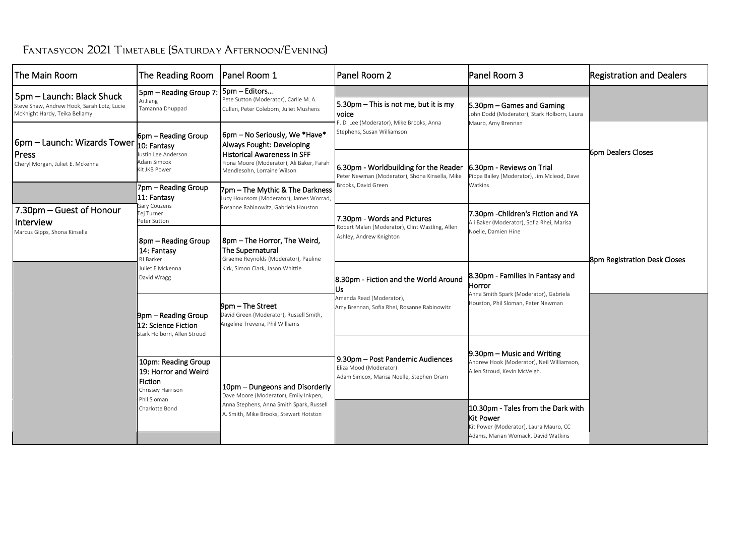# Fantasycon 2021 Timetable (Saturday Afternoon/Evening)

| The Main Room | The Reading Room | Panel Room 1 | Panel Room 2 | Panel Room 3 | Registration and Dealers |
| --- | --- | --- | --- | --- | --- |
| **5pm – Launch: Black Shuck** Steve Shaw, Andrew Hook, Sarah Lotz, Lucie McKnight Hardy, Teika Bellamy | **5pm – Reading Group 7:** Ai Jiang, Tamanna Dhuppad | **5pm – Editors…** Pete Sutton (Moderator), Carlie M. A. Cullen, Peter Coleborn, Juliet Mushens | | | |
| | | | **5.30pm – This is not me, but it is my voice** F. D. Lee (Moderator), Mike Brooks, Anna Stephens, Susan Williamson | **5.30pm – Games and Gaming** John Dodd (Moderator), Stark Holborn, Laura Mauro, Amy Brennan | |
| **6pm – Launch: Wizards Tower Press** Cheryl Morgan, Juliet E. Mckenna | **6pm – Reading Group 10: Fantasy** Justin Lee Anderson, Adam Simcox, Kit JKB Power | **6pm – No Seriously, We *Have* Always Fought: Developing Historical Awareness in SFF** Fiona Moore (Moderator), Ali Baker, Farah Mendlesohn, Lorraine Wilson | | | **6pm Dealers Closes** |
| | | | **6.30pm - Worldbuilding for the Reader** Peter Newman (Moderator), Shona Kinsella, Mike Brooks, David Green | **6.30pm - Reviews on Trial** Pippa Bailey (Moderator), Jim Mcleod, Dave Watkins | |
| | **7pm – Reading Group 11: Fantasy** Gary Couzens, Tej Turner, Peter Sutton | **7pm – The Mythic & The Darkness** Lucy Hounsom (Moderator), James Worrad, Rosanne Rabinowitz, Gabriela Houston | | | |
| **7.30pm – Guest of Honour Interview** Marcus Gipps, Shona Kinsella | | | **7.30pm - Words and Pictures** Robert Malan (Moderator), Clint Wastling, Allen Ashley, Andrew Knighton | **7.30pm -Children's Fiction and YA** Ali Baker (Moderator), Sofia Rhei, Marisa Noelle, Damien Hine | |
| | **8pm – Reading Group 14: Fantasy** RJ Barker, Juliet E Mckenna, David Wragg | **8pm – The Horror, The Weird, The Supernatural** Graeme Reynolds (Moderator), Pauline Kirk, Simon Clark, Jason Whittle | | | **8pm Registration Desk Closes** |
| | | | **8.30pm - Fiction and the World Around Us** Amanda Read (Moderator), Amy Brennan, Sofia Rhei, Rosanne Rabinowitz | **8.30pm - Families in Fantasy and Horror** Anna Smith Spark (Moderator), Gabriela Houston, Phil Sloman, Peter Newman | |
| | **9pm – Reading Group 12: Science Fiction** Stark Holborn, Allen Stroud | **9pm – The Street** David Green (Moderator), Russell Smith, Angeline Trevena, Phil Williams | | | |
| | | | **9.30pm – Post Pandemic Audiences** Eliza Mood (Moderator), Adam Simcox, Marisa Noelle, Stephen Oram | **9.30pm – Music and Writing** Andrew Hook (Moderator), Neil Williamson, Allen Stroud, Kevin McVeigh. | |
| | **10pm: Reading Group 19: Horror and Weird Fiction** Chrissey Harrison, Phil Sloman, Charlotte Bond | **10pm – Dungeons and Disorderly** Dave Moore (Moderator), Emily Inkpen, Anna Stephens, Anna Smith Spark, Russell A. Smith, Mike Brooks, Stewart Hotston | | | |
| | | | | **10.30pm - Tales from the Dark with Kit Power** Kit Power (Moderator), Laura Mauro, CC Adams, Marian Womack, David Watkins | |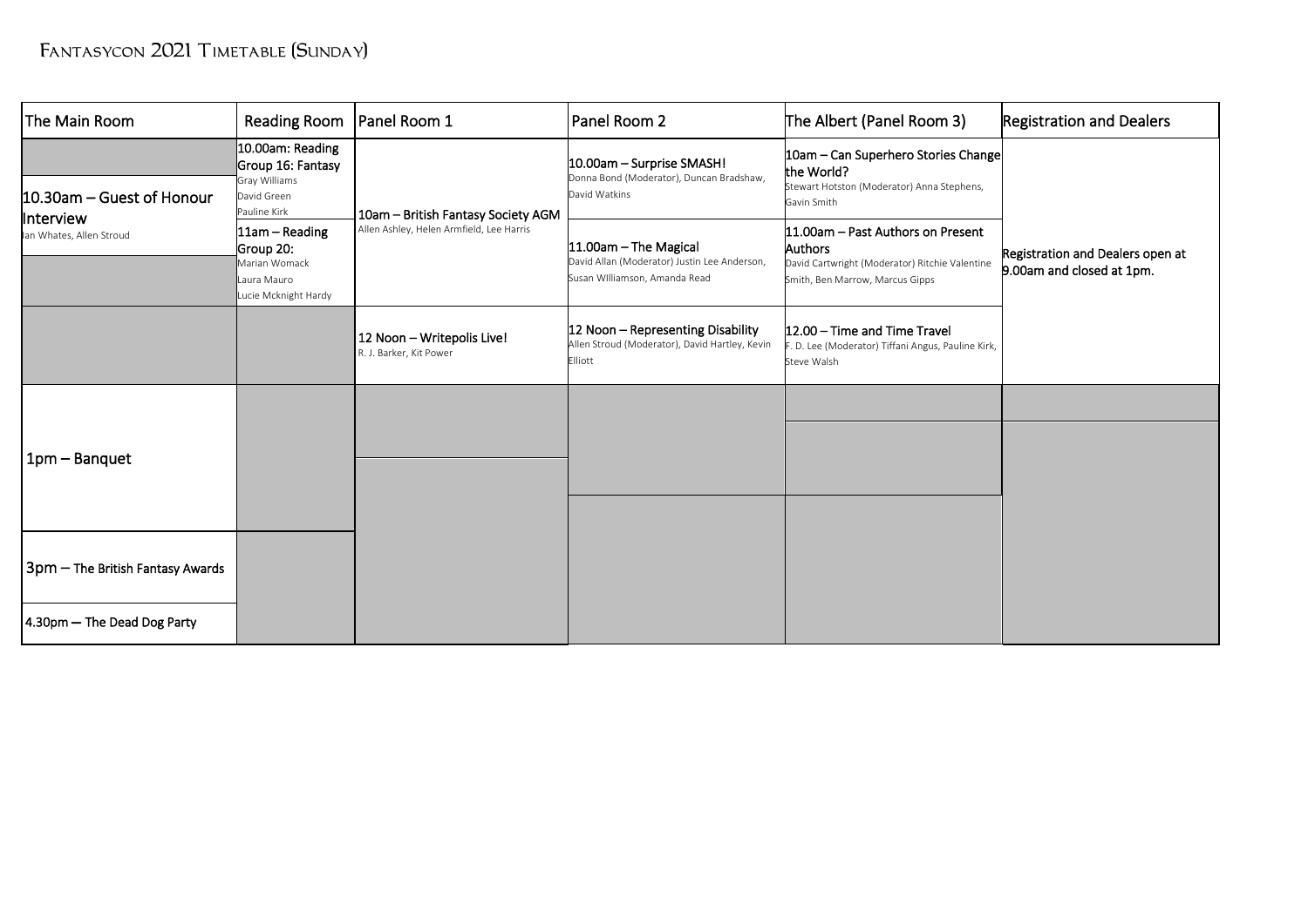# Fantasycon 2021 Timetable (Sunday)

| The Main Room | Reading Room | Panel Room 1 | Panel Room 2 | The Albert (Panel Room 3) | Registration and Dealers |
|---|---|---|---|---|---|
| | 10.00am: Reading Group 16: Fantasy<br>Gray Williams<br>David Green<br>Pauline Kirk | 10am – British Fantasy Society AGM<br>Allen Ashley, Helen Armfield, Lee Harris | 10.00am – Surprise SMASH!<br>Donna Bond (Moderator), Duncan Bradshaw, David Watkins | 10am – Can Superhero Stories Change the World?<br>Stewart Hotston (Moderator) Anna Stephens, Gavin Smith | Registration and Dealers open at 9.00am and closed at 1pm. |
| 10.30am – Guest of Honour Interview<br>Ian Whates, Allen Stroud | 11am – Reading Group 20:<br>Marian Womack<br>Laura Mauro<br>Lucie Mcknight Hardy | | 11.00am – The Magical<br>David Allan (Moderator) Justin Lee Anderson, Susan WIlliamson, Amanda Read | 11.00am – Past Authors on Present Authors<br>David Cartwright (Moderator) Ritchie Valentine Smith, Ben Marrow, Marcus Gipps | |
| | | 12 Noon – Writepolis Live!<br>R. J. Barker, Kit Power | 12 Noon – Representing Disability<br>Allen Stroud (Moderator), David Hartley, Kevin Elliott | 12.00 – Time and Time Travel<br>F. D. Lee (Moderator) Tiffani Angus, Pauline Kirk, Steve Walsh | |
| 1pm – Banquet | | | | | |
| 3pm – The British Fantasy Awards | | | | | |
| 4.30pm — The Dead Dog Party | | | | | |